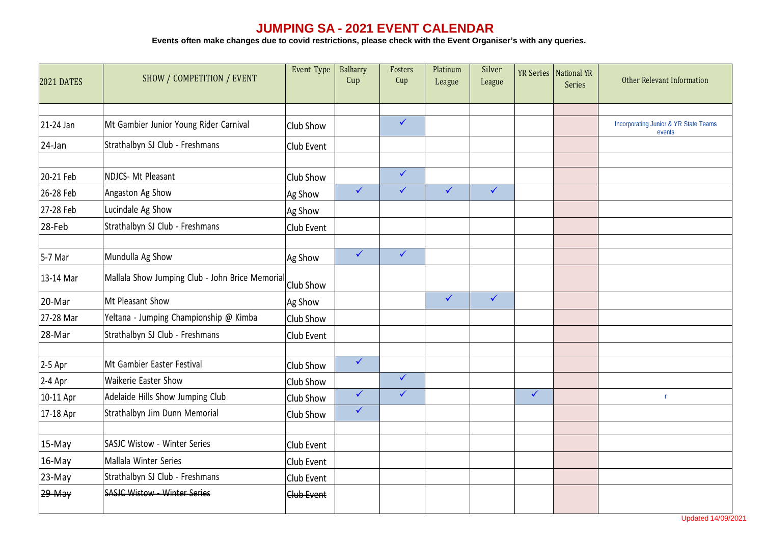# JUMPING SA - 2021 EVENT CALENDAR

**Events often make changes due to covid restrictions, please check with the Event Organiser's with any queries.**

| 2021 DATES | SHOW / COMPETITION / EVENT | Event Type | Balharry Cup | Fosters Cup | Platinum League | Silver League | YR Series | National YR Series | Other Relevant Information |
|---|---|---|---|---|---|---|---|---|---|
| | | | | | | | | | |
| 21-24 Jan | Mt Gambier Junior Young Rider Carnival | Club Show | | ✓ | | | | | Incorporating Junior & YR State Teams events |
| 24-Jan | Strathalbyn SJ Club - Freshmans | Club Event | | | | | | | |
| | | | | | | | | | |
| 20-21 Feb | NDJCS- Mt Pleasant | Club Show | | ✓ | | | | | |
| 26-28 Feb | Angaston Ag Show | Ag Show | ✓ | ✓ | ✓ | ✓ | | | |
| 27-28 Feb | Lucindale Ag Show | Ag Show | | | | | | | |
| 28-Feb | Strathalbyn SJ Club - Freshmans | Club Event | | | | | | | |
| | | | | | | | | | |
| 5-7 Mar | Mundulla Ag Show | Ag Show | ✓ | ✓ | | | | | |
| 13-14 Mar | Mallala Show Jumping Club - John Brice Memorial | Club Show | | | | | | | |
| 20-Mar | Mt Pleasant Show | Ag Show | | | ✓ | ✓ | | | |
| 27-28 Mar | Yeltana - Jumping Championship @ Kimba | Club Show | | | | | | | |
| 28-Mar | Strathalbyn SJ Club - Freshmans | Club Event | | | | | | | |
| | | | | | | | | | |
| 2-5 Apr | Mt Gambier Easter Festival | Club Show | ✓ | | | | | | |
| 2-4 Apr | Waikerie Easter Show | Club Show | | ✓ | | | | | |
| 10-11 Apr | Adelaide Hills Show Jumping Club | Club Show | ✓ | ✓ | | | ✓ | | r |
| 17-18 Apr | Strathalbyn Jim Dunn Memorial | Club Show | ✓ | | | | | | |
| | | | | | | | | | |
| 15-May | SASJC Wistow - Winter Series | Club Event | | | | | | | |
| 16-May | Mallala Winter Series | Club Event | | | | | | | |
| 23-May | Strathalbyn SJ Club - Freshmans | Club Event | | | | | | | |
| ~~29-May~~ | ~~SASJC Wistow - Winter Series~~ | ~~Club Event~~ | | | | | | | |

Updated 14/09/2021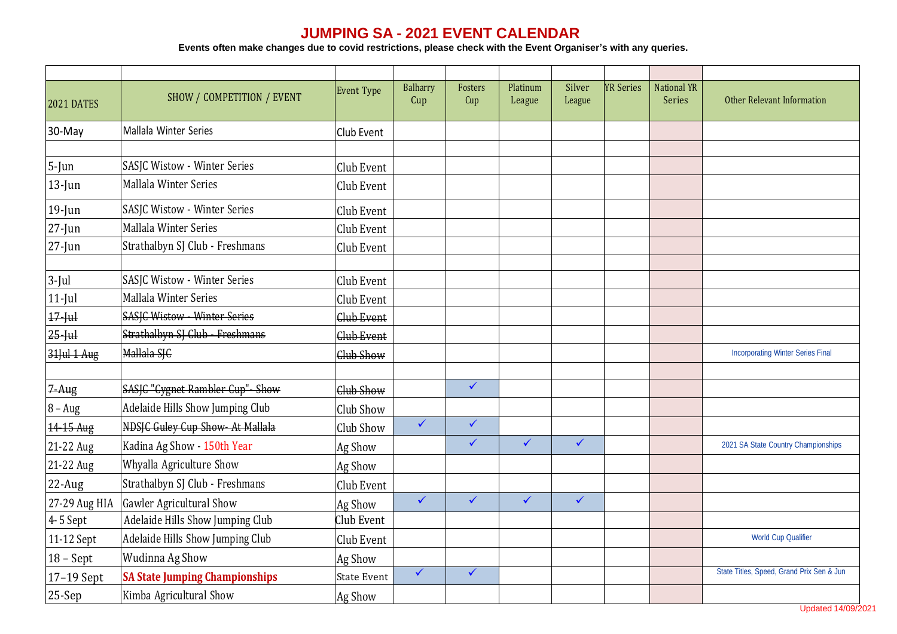# JUMPING SA - 2021 EVENT CALENDAR

**Events often make changes due to covid restrictions, please check with the Event Organiser's with any queries.**

| 2021 DATES | SHOW / COMPETITION / EVENT | Event Type | Balharry Cup | Fosters Cup | Platinum League | Silver League | YR Series | National YR Series | Other Relevant Information |
|---|---|---|---|---|---|---|---|---|---|
| 30-May | Mallala Winter Series | Club Event | | | | | | | |
| | | | | | | | | | |
| 5-Jun | SASJC Wistow - Winter Series | Club Event | | | | | | | |
| 13-Jun | Mallala Winter Series | Club Event | | | | | | | |
| 19-Jun | SASJC Wistow - Winter Series | Club Event | | | | | | | |
| 27-Jun | Mallala Winter Series | Club Event | | | | | | | |
| 27-Jun | Strathalbyn SJ Club - Freshmans | Club Event | | | | | | | |
| | | | | | | | | | |
| 3-Jul | SASJC Wistow - Winter Series | Club Event | | | | | | | |
| 11-Jul | Mallala Winter Series | Club Event | | | | | | | |
| ~~17-Jul~~ | ~~SASJC Wistow - Winter Series~~ | ~~Club Event~~ | | | | | | | |
| ~~25-Jul~~ | ~~Strathalbyn SJ Club - Freshmans~~ | ~~Club Event~~ | | | | | | | |
| ~~31Jul 1 Aug~~ | ~~Mallala SJC~~ | ~~Club Show~~ | | | | | | | Incorporating Winter Series Final |
| | | | | | | | | | |
| ~~7-Aug~~ | ~~SASJC "Cygnet Rambler Cup"- Show~~ | ~~Club Show~~ | | ✓ | | | | | |
| 8 – Aug | Adelaide Hills Show Jumping Club | Club Show | | | | | | | |
| ~~14-15 Aug~~ | ~~NDSJC Guley Cup Show- At Mallala~~ | Club Show | ✓ | ✓ | | | | | |
| 21-22 Aug | Kadina Ag Show - 150th Year | Ag Show | | ✓ | ✓ | ✓ | | | 2021 SA State Country Championships |
| 21-22 Aug | Whyalla Agriculture Show | Ag Show | | | | | | | |
| 22-Aug | Strathalbyn SJ Club - Freshmans | Club Event | | | | | | | |
| 27-29 Aug HIA | Gawler Agricultural Show | Ag Show | ✓ | ✓ | ✓ | ✓ | | | |
| 4- 5 Sept | Adelaide Hills Show Jumping Club | Club Event | | | | | | | |
| 11-12 Sept | Adelaide Hills Show Jumping Club | Club Event | | | | | | | World Cup Qualifier |
| 18 – Sept | Wudinna Ag Show | Ag Show | | | | | | | |
| 17–19 Sept | **SA State Jumping Championships** | State Event | ✓ | ✓ | | | | | State Titles, Speed, Grand Prix Sen & Jun |
| 25-Sep | Kimba Agricultural Show | Ag Show | | | | | | | |

Updated 14/09/2021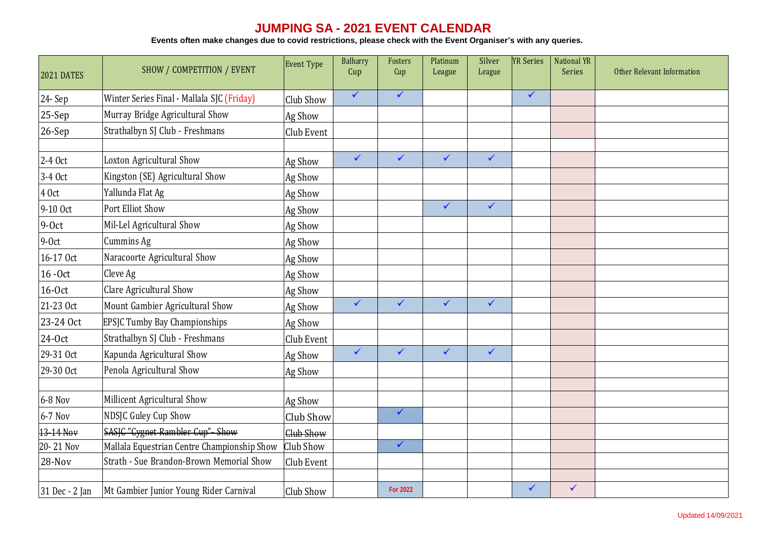# JUMPING SA - 2021 EVENT CALENDAR

**Events often make changes due to covid restrictions, please check with the Event Organiser's with any queries.**

| 2021 DATES | SHOW / COMPETITION / EVENT | Event Type | Balharry Cup | Fosters Cup | Platinum League | Silver League | YR Series | National YR Series | Other Relevant Information |
|---|---|---|---|---|---|---|---|---|---|
| 24- Sep | Winter Series Final - Mallala SJC (Friday) | Club Show | ✓ | ✓ | | | ✓ | | |
| 25-Sep | Murray Bridge Agricultural Show | Ag Show | | | | | | | |
| 26-Sep | Strathalbyn SJ Club - Freshmans | Club Event | | | | | | | |
| | | | | | | | | | |
| 2-4 Oct | Loxton Agricultural Show | Ag Show | ✓ | ✓ | ✓ | ✓ | | | |
| 3-4 Oct | Kingston (SE) Agricultural Show | Ag Show | | | | | | | |
| 4 Oct | Yallunda Flat Ag | Ag Show | | | | | | | |
| 9-10 Oct | Port Elliot Show | Ag Show | | | ✓ | ✓ | | | |
| 9-Oct | Mil-Lel Agricultural Show | Ag Show | | | | | | | |
| 9-Oct | Cummins Ag | Ag Show | | | | | | | |
| 16-17 Oct | Naracoorte Agricultural Show | Ag Show | | | | | | | |
| 16 -Oct | Cleve Ag | Ag Show | | | | | | | |
| 16-Oct | Clare Agricultural Show | Ag Show | | | | | | | |
| 21-23 Oct | Mount Gambier Agricultural Show | Ag Show | ✓ | ✓ | ✓ | ✓ | | | |
| 23-24 Oct | EPSJC Tumby Bay Championships | Ag Show | | | | | | | |
| 24-Oct | Strathalbyn SJ Club - Freshmans | Club Event | | | | | | | |
| 29-31 Oct | Kapunda Agricultural Show | Ag Show | ✓ | ✓ | ✓ | ✓ | | | |
| 29-30 Oct | Penola Agricultural Show | Ag Show | | | | | | | |
| | | | | | | | | | |
| 6-8 Nov | Millicent Agricultural Show | Ag Show | | | | | | | |
| 6-7 Nov | NDSJC Guley Cup Show | Club Show | | ✓ | | | | | |
| ~~13-14 Nov~~ | ~~SASJC "Cygnet Rambler Cup" - Show~~ | ~~Club Show~~ | | | | | | | |
| 20- 21 Nov | Mallala Equestrian Centre Championship Show | Club Show | | ✓ | | | | | |
| 28-Nov | Strath - Sue Brandon-Brown Memorial Show | Club Event | | | | | | | |
| | | | | | | | | | |
| 31 Dec - 2 Jan | Mt Gambier Junior Young Rider Carnival | Club Show | | For 2022 | | | ✓ | ✓ | |

Updated 14/09/2021